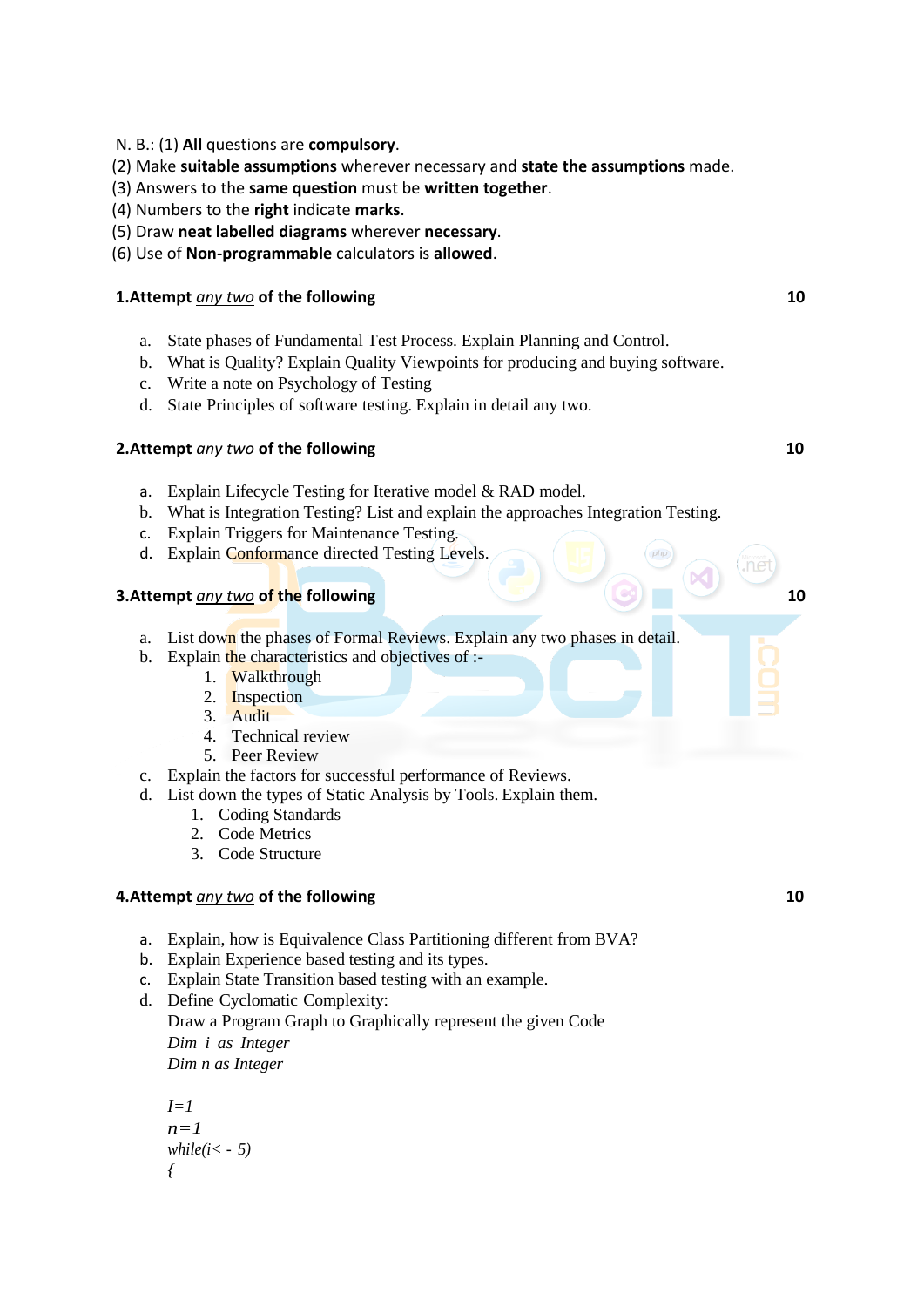N. B.: (1) **All** questions are **compulsory**.
(2) Make **suitable assumptions** wherever necessary and **state the assumptions** made.
(3) Answers to the **same question** must be **written together**.
(4) Numbers to the **right** indicate **marks**.
(5) Draw **neat labelled diagrams** wherever **necessary**.
(6) Use of **Non-programmable** calculators is **allowed**.

**1.Attempt *any two* of the following** **10**

a. State phases of Fundamental Test Process. Explain Planning and Control.
b. What is Quality? Explain Quality Viewpoints for producing and buying software.
c. Write a note on Psychology of Testing
d. State Principles of software testing. Explain in detail any two.

**2.Attempt *any two* of the following** **10**

a. Explain Lifecycle Testing for Iterative model & RAD model.
b. What is Integration Testing? List and explain the approaches Integration Testing.
c. Explain Triggers for Maintenance Testing.
d. Explain Conformance directed Testing Levels.

**3.Attempt *any two* of the following** **10**

a. List down the phases of Formal Reviews. Explain any two phases in detail.
b. Explain the characteristics and objectives of :-
   1. Walkthrough
   2. Inspection
   3. Audit
   4. Technical review
   5. Peer Review
c. Explain the factors for successful performance of Reviews.
d. List down the types of Static Analysis by Tools. Explain them.
   1. Coding Standards
   2. Code Metrics
   3. Code Structure

**4.Attempt *any two* of the following** **10**

a. Explain, how is Equivalence Class Partitioning different from BVA?
b. Explain Experience based testing and its types.
c. Explain State Transition based testing with an example.
d. Define Cyclomatic Complexity:
   Draw a Program Graph to Graphically represent the given Code

```
Dim  i  as  Integer
Dim n as Integer

I=1
n=1
while(i< - 5)
{
```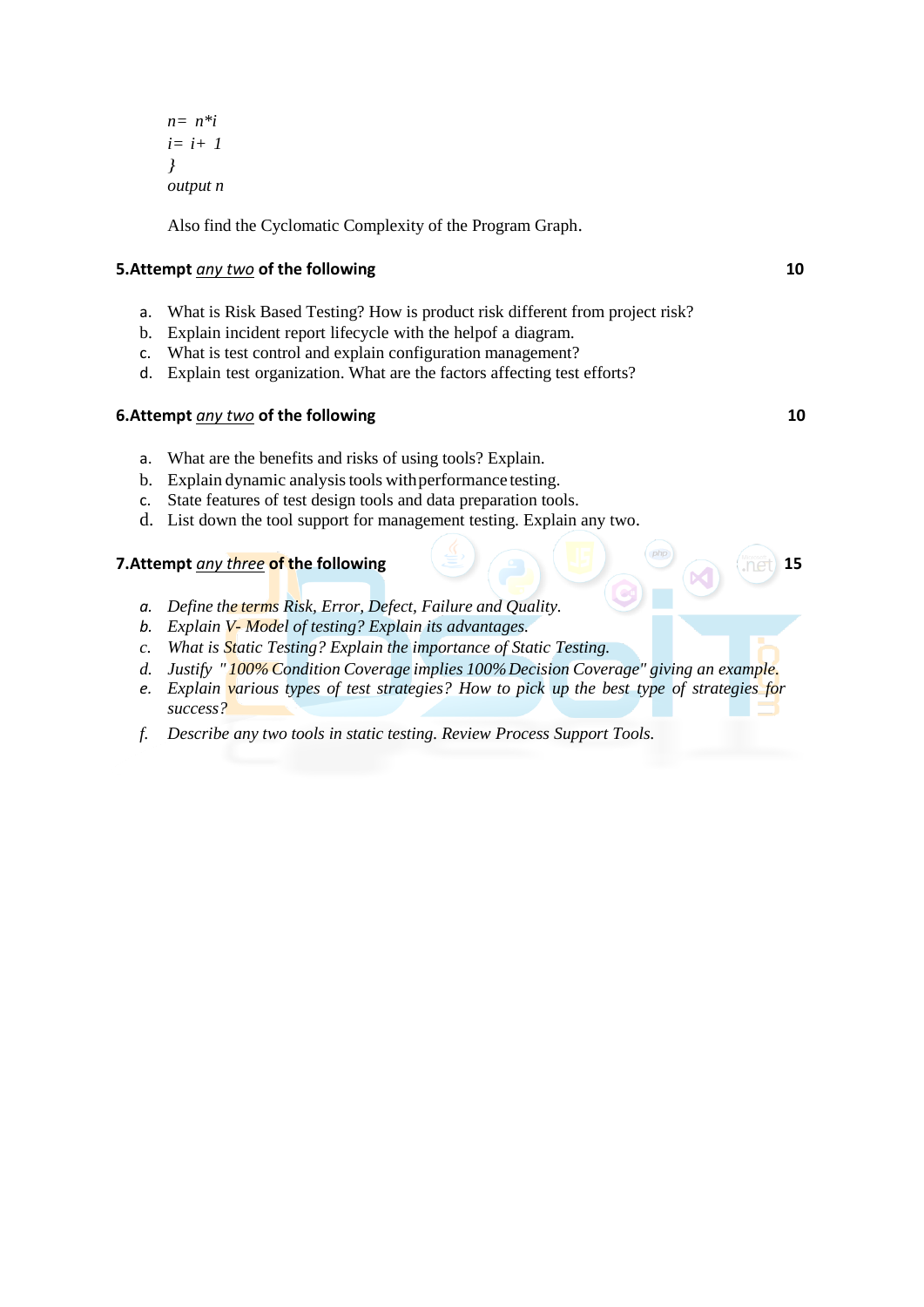*n= n*i*
*i= i+ 1*
*}*
*output n*

Also find the Cyclomatic Complexity of the Program Graph.

**5.Attempt *any two* of the following** **10**

a. What is Risk Based Testing? How is product risk different from project risk?
b. Explain incident report lifecycle with the helpof a diagram.
c. What is test control and explain configuration management?
d. Explain test organization. What are the factors affecting test efforts?

**6.Attempt *any two* of the following** **10**

a. What are the benefits and risks of using tools? Explain.
b. Explain dynamic analysis tools withperformance testing.
c. State features of test design tools and data preparation tools.
d. List down the tool support for management testing. Explain any two.

**7.Attempt *any three* of the following** **15**

*a. Define the terms Risk, Error, Defect, Failure and Quality.*
*b. Explain V- Model of testing? Explain its advantages.*
*c. What is Static Testing? Explain the importance of Static Testing.*
*d. Justify "100% Condition Coverage implies 100% Decision Coverage" giving an example.*
*e. Explain various types of test strategies? How to pick up the best type of strategies for success?*
*f. Describe any two tools in static testing. Review Process Support Tools.*